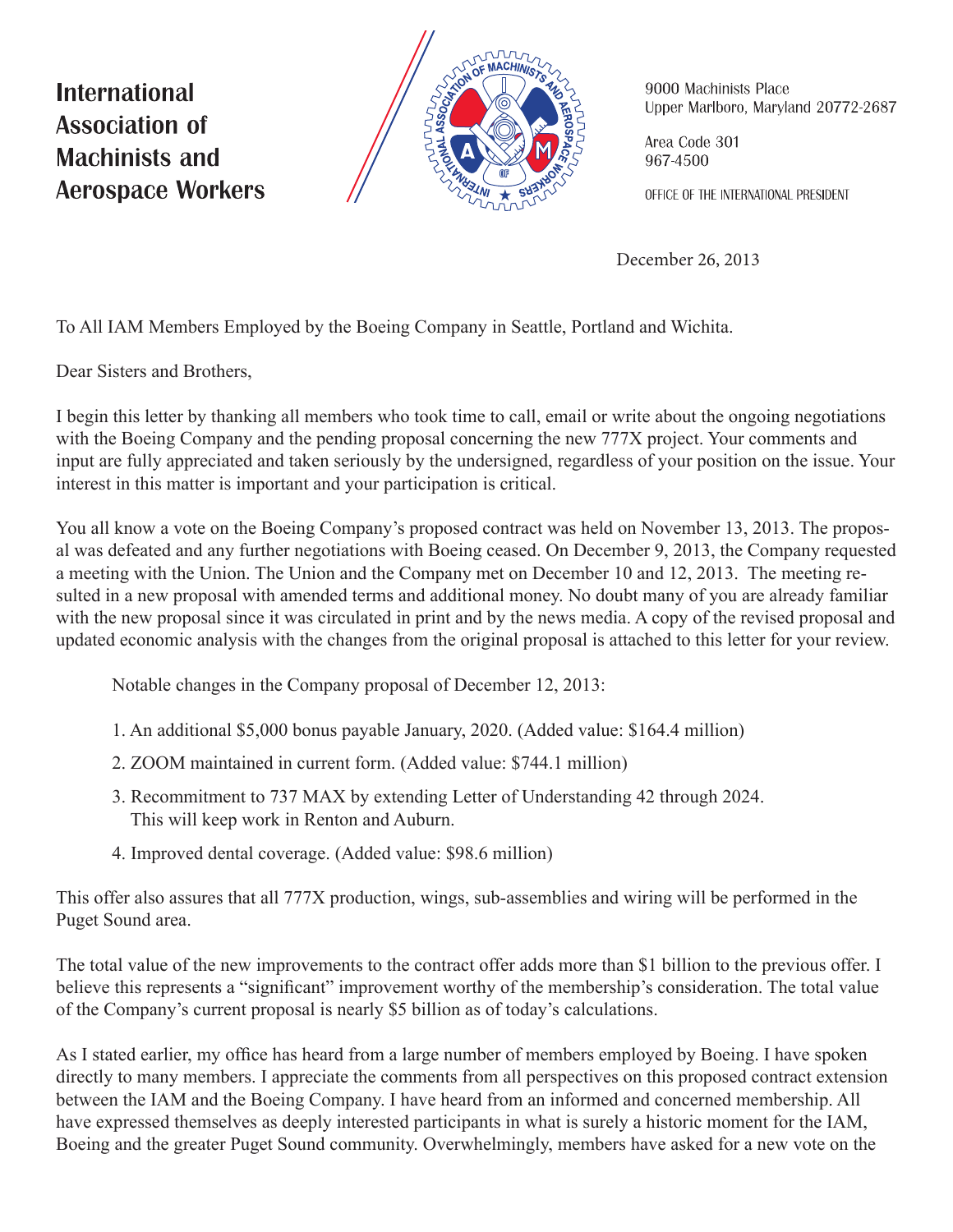# International Association of Machinists and Aerospace Workers

9000 Machinists Place
Upper Marlboro, Maryland 20772-2687

Area Code 301
967-4500

OFFICE OF THE INTERNATIONAL PRESIDENT

December 26, 2013

To All IAM Members Employed by the Boeing Company in Seattle, Portland and Wichita.

Dear Sisters and Brothers,

I begin this letter by thanking all members who took time to call, email or write about the ongoing negotiations with the Boeing Company and the pending proposal concerning the new 777X project. Your comments and input are fully appreciated and taken seriously by the undersigned, regardless of your position on the issue. Your interest in this matter is important and your participation is critical.

You all know a vote on the Boeing Company's proposed contract was held on November 13, 2013. The proposal was defeated and any further negotiations with Boeing ceased. On December 9, 2013, the Company requested a meeting with the Union. The Union and the Company met on December 10 and 12, 2013. The meeting resulted in a new proposal with amended terms and additional money. No doubt many of you are already familiar with the new proposal since it was circulated in print and by the news media. A copy of the revised proposal and updated economic analysis with the changes from the original proposal is attached to this letter for your review.

Notable changes in the Company proposal of December 12, 2013:

1. An additional $5,000 bonus payable January, 2020. (Added value: $164.4 million)
2. ZOOM maintained in current form. (Added value: $744.1 million)
3. Recommitment to 737 MAX by extending Letter of Understanding 42 through 2024. This will keep work in Renton and Auburn.
4. Improved dental coverage. (Added value: $98.6 million)

This offer also assures that all 777X production, wings, sub-assemblies and wiring will be performed in the Puget Sound area.

The total value of the new improvements to the contract offer adds more than $1 billion to the previous offer. I believe this represents a "significant" improvement worthy of the membership's consideration. The total value of the Company's current proposal is nearly $5 billion as of today's calculations.

As I stated earlier, my office has heard from a large number of members employed by Boeing. I have spoken directly to many members. I appreciate the comments from all perspectives on this proposed contract extension between the IAM and the Boeing Company. I have heard from an informed and concerned membership. All have expressed themselves as deeply interested participants in what is surely a historic moment for the IAM, Boeing and the greater Puget Sound community. Overwhelmingly, members have asked for a new vote on the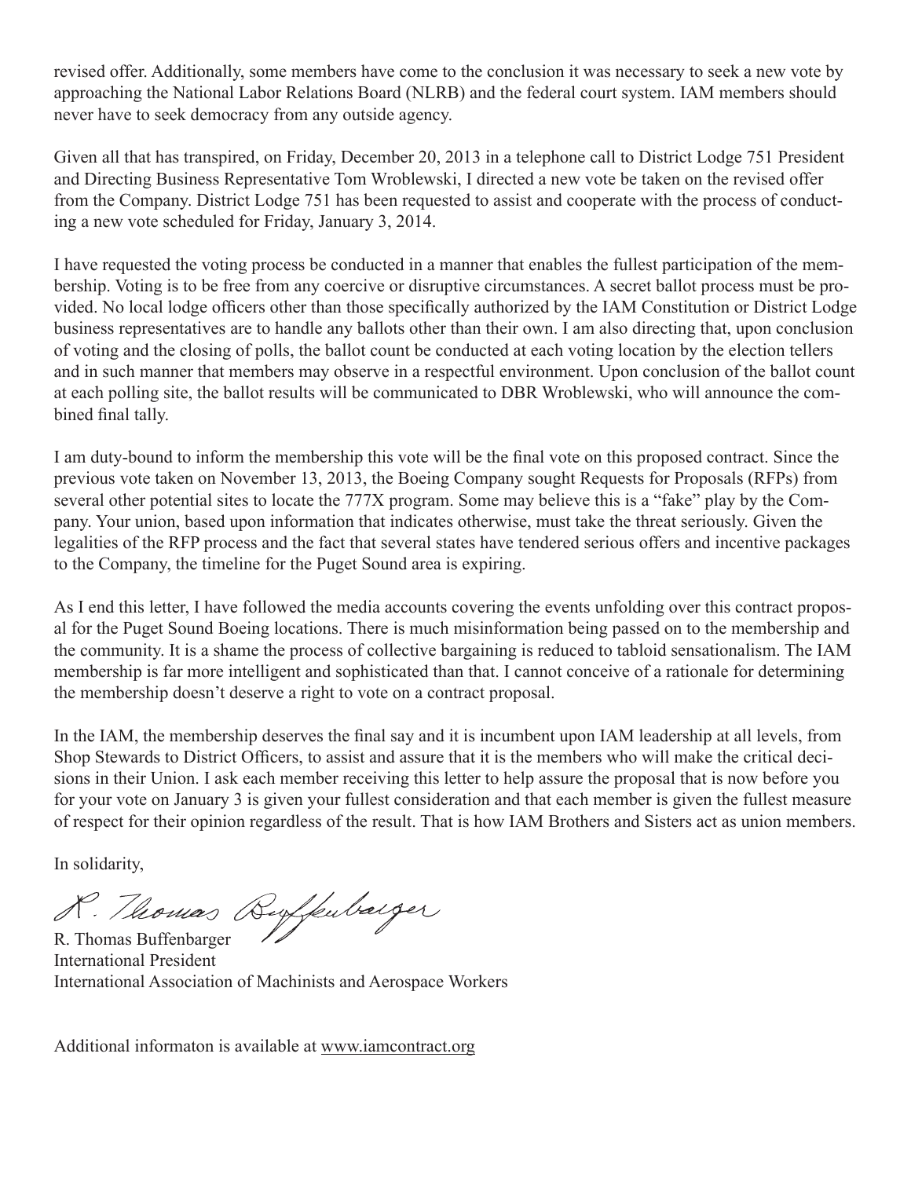revised offer. Additionally, some members have come to the conclusion it was necessary to seek a new vote by approaching the National Labor Relations Board (NLRB) and the federal court system. IAM members should never have to seek democracy from any outside agency.

Given all that has transpired, on Friday, December 20, 2013 in a telephone call to District Lodge 751 President and Directing Business Representative Tom Wroblewski, I directed a new vote be taken on the revised offer from the Company. District Lodge 751 has been requested to assist and cooperate with the process of conducting a new vote scheduled for Friday, January 3, 2014.

I have requested the voting process be conducted in a manner that enables the fullest participation of the membership. Voting is to be free from any coercive or disruptive circumstances. A secret ballot process must be provided. No local lodge officers other than those specifically authorized by the IAM Constitution or District Lodge business representatives are to handle any ballots other than their own. I am also directing that, upon conclusion of voting and the closing of polls, the ballot count be conducted at each voting location by the election tellers and in such manner that members may observe in a respectful environment. Upon conclusion of the ballot count at each polling site, the ballot results will be communicated to DBR Wroblewski, who will announce the combined final tally.

I am duty-bound to inform the membership this vote will be the final vote on this proposed contract. Since the previous vote taken on November 13, 2013, the Boeing Company sought Requests for Proposals (RFPs) from several other potential sites to locate the 777X program. Some may believe this is a "fake" play by the Company. Your union, based upon information that indicates otherwise, must take the threat seriously. Given the legalities of the RFP process and the fact that several states have tendered serious offers and incentive packages to the Company, the timeline for the Puget Sound area is expiring.

As I end this letter, I have followed the media accounts covering the events unfolding over this contract proposal for the Puget Sound Boeing locations. There is much misinformation being passed on to the membership and the community. It is a shame the process of collective bargaining is reduced to tabloid sensationalism. The IAM membership is far more intelligent and sophisticated than that. I cannot conceive of a rationale for determining the membership doesn't deserve a right to vote on a contract proposal.

In the IAM, the membership deserves the final say and it is incumbent upon IAM leadership at all levels, from Shop Stewards to District Officers, to assist and assure that it is the members who will make the critical decisions in their Union. I ask each member receiving this letter to help assure the proposal that is now before you for your vote on January 3 is given your fullest consideration and that each member is given the fullest measure of respect for their opinion regardless of the result. That is how IAM Brothers and Sisters act as union members.

In solidarity,

R. Thomas Buffenbarger

R. Thomas Buffenbarger
International President
International Association of Machinists and Aerospace Workers

Additional informaton is available at www.iamcontract.org